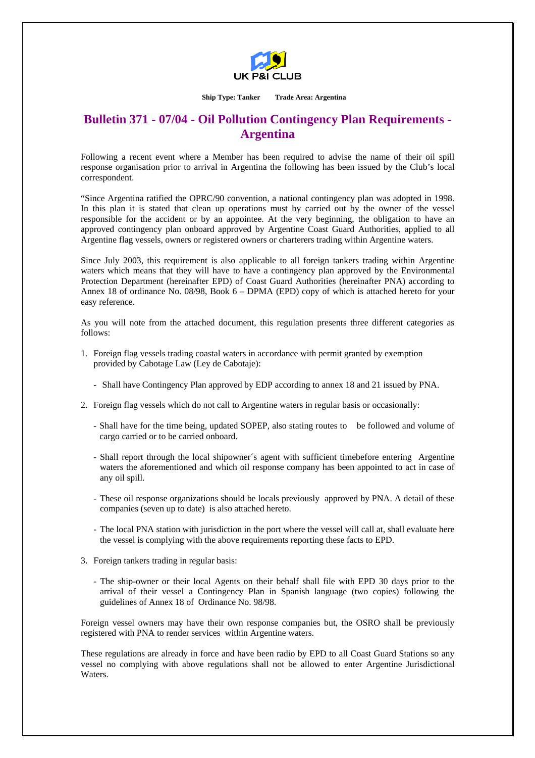UK P&I CLUB

**Ship Type: Tanker  Trade Area: Argentina**

# Bulletin 371 - 07/04 - Oil Pollution Contingency Plan Requirements - Argentina

Following a recent event where a Member has been required to advise the name of their oil spill response organisation prior to arrival in Argentina the following has been issued by the Club's local correspondent.

"Since Argentina ratified the OPRC/90 convention, a national contingency plan was adopted in 1998. In this plan it is stated that clean up operations must by carried out by the owner of the vessel responsible for the accident or by an appointee. At the very beginning, the obligation to have an approved contingency plan onboard approved by Argentine Coast Guard Authorities, applied to all Argentine flag vessels, owners or registered owners or charterers trading within Argentine waters.

Since July 2003, this requirement is also applicable to all foreign tankers trading within Argentine waters which means that they will have to have a contingency plan approved by the Environmental Protection Department (hereinafter EPD) of Coast Guard Authorities (hereinafter PNA) according to Annex 18 of ordinance No. 08/98, Book 6 – DPMA (EPD) copy of which is attached hereto for your easy reference.

As you will note from the attached document, this regulation presents three different categories as follows:

1. Foreign flag vessels trading coastal waters in accordance with permit granted by exemption provided by Cabotage Law (Ley de Cabotaje):
   - Shall have Contingency Plan approved by EDP according to annex 18 and 21 issued by PNA.
2. Foreign flag vessels which do not call to Argentine waters in regular basis or occasionally:
   - Shall have for the time being, updated SOPEP, also stating routes to be followed and volume of cargo carried or to be carried onboard.
   - Shall report through the local shipowner´s agent with sufficient timebefore entering Argentine waters the aforementioned and which oil response company has been appointed to act in case of any oil spill.
   - These oil response organizations should be locals previously approved by PNA. A detail of these companies (seven up to date) is also attached hereto.
   - The local PNA station with jurisdiction in the port where the vessel will call at, shall evaluate here the vessel is complying with the above requirements reporting these facts to EPD.
3. Foreign tankers trading in regular basis:
   - The ship-owner or their local Agents on their behalf shall file with EPD 30 days prior to the arrival of their vessel a Contingency Plan in Spanish language (two copies) following the guidelines of Annex 18 of Ordinance No. 98/98.

Foreign vessel owners may have their own response companies but, the OSRO shall be previously registered with PNA to render services within Argentine waters.

These regulations are already in force and have been radio by EPD to all Coast Guard Stations so any vessel no complying with above regulations shall not be allowed to enter Argentine Jurisdictional Waters.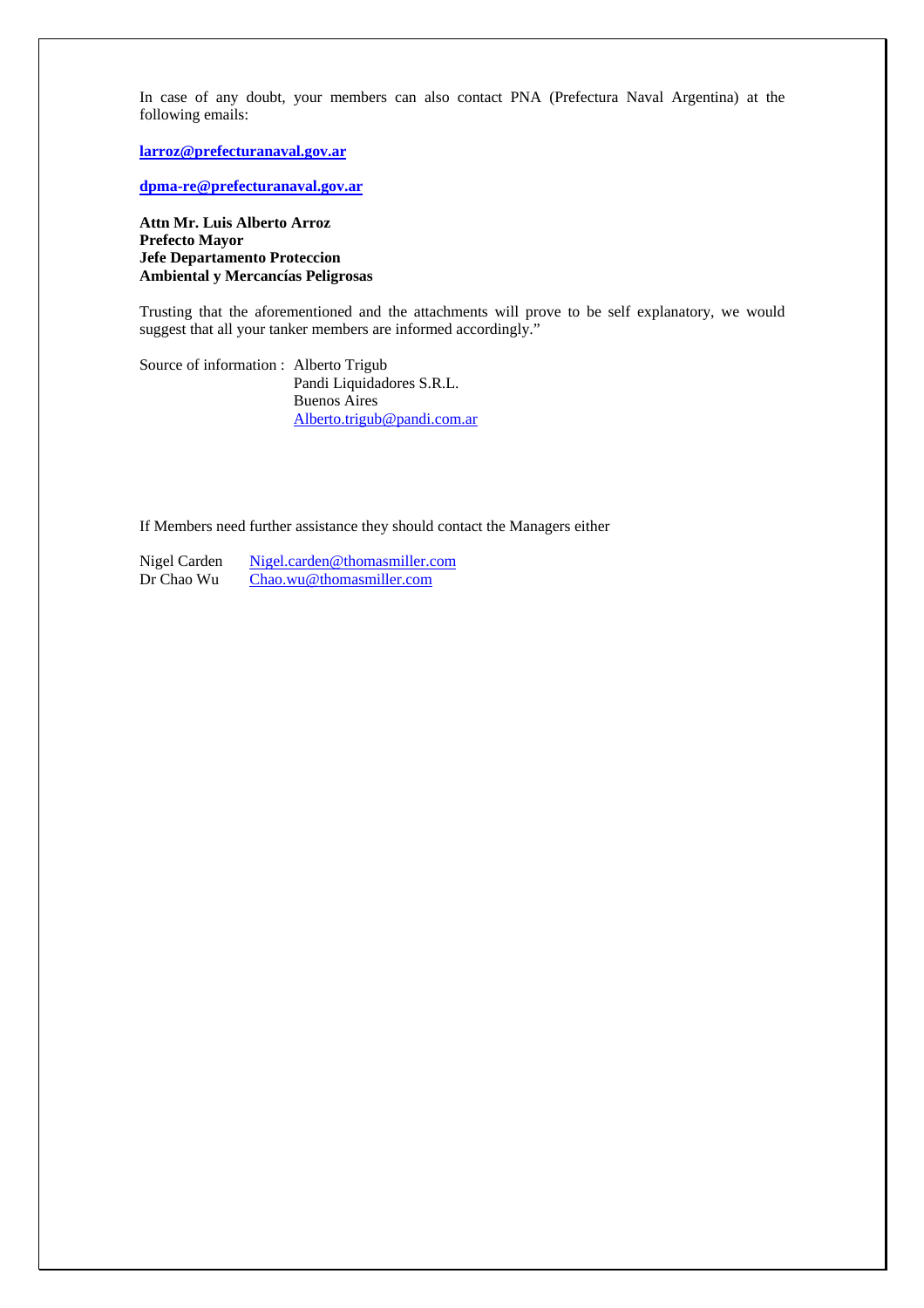In case of any doubt, your members can also contact PNA (Prefectura Naval Argentina) at the following emails:

**larroz@prefecturanaval.gov.ar**

**dpma-re@prefecturanaval.gov.ar**

**Attn Mr. Luis Alberto Arroz**
**Prefecto Mayor**
**Jefe Departamento Proteccion**
**Ambiental y Mercancías Peligrosas**

Trusting that the aforementioned and the attachments will prove to be self explanatory, we would suggest that all your tanker members are informed accordingly."

Source of information : Alberto Trigub
Pandi Liquidadores S.R.L.
Buenos Aires
Alberto.trigub@pandi.com.ar

If Members need further assistance they should contact the Managers either

Nigel Carden Nigel.carden@thomasmiller.com
Dr Chao Wu Chao.wu@thomasmiller.com